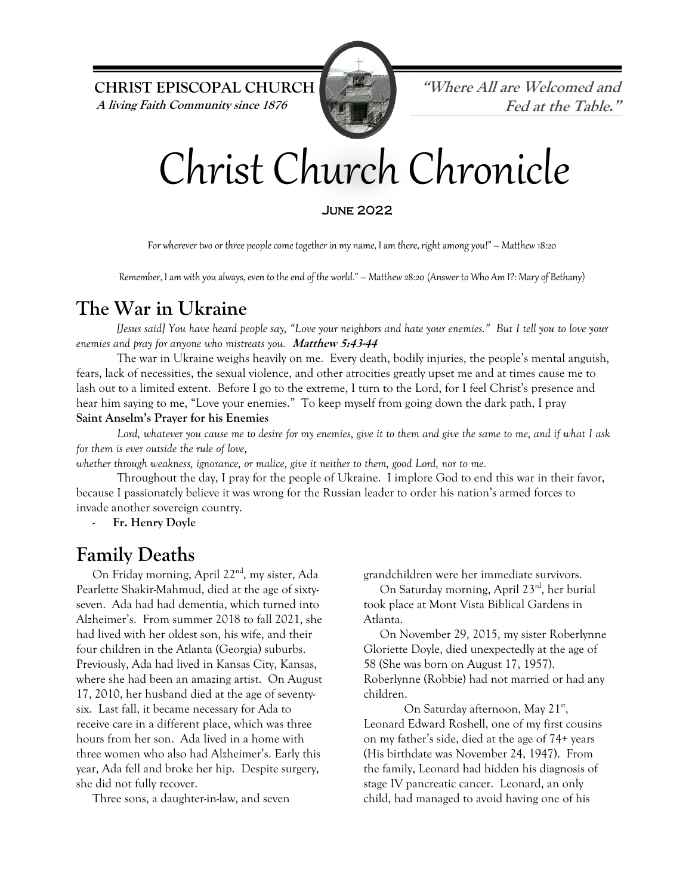**CHRIST EPISCOPAL CHURCH**
***A living Faith Community since 1876***

***"Where All are Welcomed and Fed at the Table."***

# Christ Church Chronicle

**June 2022**

For wherever two or three people come together in my name, I am there, right among you!" – Matthew 18:20

Remember, I am with you always, even to the end of the world." – Matthew 28:20 (Answer to Who Am I?: Mary of Bethany)

## The War in Ukraine

*[Jesus said] You have heard people say, "Love your neighbors and hate your enemies." But I tell you to love your enemies and pray for anyone who mistreats you.* ***Matthew 5:43-44***

The war in Ukraine weighs heavily on me. Every death, bodily injuries, the people's mental anguish, fears, lack of necessities, the sexual violence, and other atrocities greatly upset me and at times cause me to lash out to a limited extent. Before I go to the extreme, I turn to the Lord, for I feel Christ's presence and hear him saying to me, "Love your enemies." To keep myself from going down the dark path, I pray

**Saint Anselm's Prayer for his Enemies**

*Lord, whatever you cause me to desire for my enemies, give it to them and give the same to me, and if what I ask for them is ever outside the rule of love,*
*whether through weakness, ignorance, or malice, give it neither to them, good Lord, nor to me.*

Throughout the day, I pray for the people of Ukraine. I implore God to end this war in their favor, because I passionately believe it was wrong for the Russian leader to order his nation's armed forces to invade another sovereign country.

- **Fr. Henry Doyle**

## Family Deaths

On Friday morning, April 22nd, my sister, Ada Pearlette Shakir-Mahmud, died at the age of sixty-seven. Ada had had dementia, which turned into Alzheimer's. From summer 2018 to fall 2021, she had lived with her oldest son, his wife, and their four children in the Atlanta (Georgia) suburbs. Previously, Ada had lived in Kansas City, Kansas, where she had been an amazing artist. On August 17, 2010, her husband died at the age of seventy-six. Last fall, it became necessary for Ada to receive care in a different place, which was three hours from her son. Ada lived in a home with three women who also had Alzheimer's. Early this year, Ada fell and broke her hip. Despite surgery, she did not fully recover.

Three sons, a daughter-in-law, and seven grandchildren were her immediate survivors.

On Saturday morning, April 23rd, her burial took place at Mont Vista Biblical Gardens in Atlanta.

On November 29, 2015, my sister Roberlynne Gloriette Doyle, died unexpectedly at the age of 58 (She was born on August 17, 1957). Roberlynne (Robbie) had not married or had any children.

On Saturday afternoon, May 21st, Leonard Edward Roshell, one of my first cousins on my father's side, died at the age of 74+ years (His birthdate was November 24, 1947). From the family, Leonard had hidden his diagnosis of stage IV pancreatic cancer. Leonard, an only child, had managed to avoid having one of his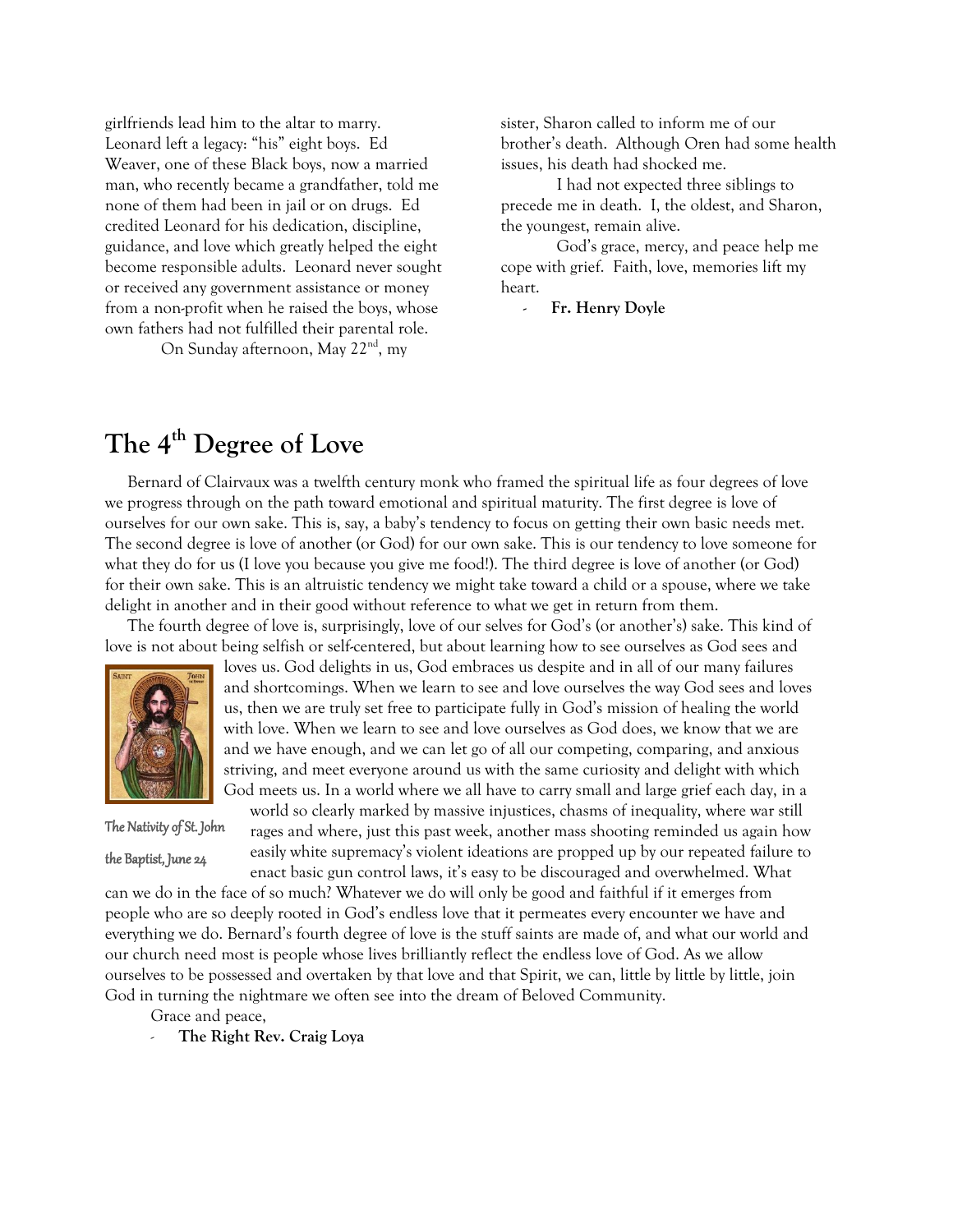girlfriends lead him to the altar to marry. Leonard left a legacy: "his" eight boys. Ed Weaver, one of these Black boys, now a married man, who recently became a grandfather, told me none of them had been in jail or on drugs. Ed credited Leonard for his dedication, discipline, guidance, and love which greatly helped the eight become responsible adults. Leonard never sought or received any government assistance or money from a non-profit when he raised the boys, whose own fathers had not fulfilled their parental role.

On Sunday afternoon, May 22nd, my sister, Sharon called to inform me of our brother's death. Although Oren had some health issues, his death had shocked me.

I had not expected three siblings to precede me in death. I, the oldest, and Sharon, the youngest, remain alive.

God's grace, mercy, and peace help me cope with grief. Faith, love, memories lift my heart.

- **Fr. Henry Doyle**

# The 4th Degree of Love

Bernard of Clairvaux was a twelfth century monk who framed the spiritual life as four degrees of love we progress through on the path toward emotional and spiritual maturity. The first degree is love of ourselves for our own sake. This is, say, a baby's tendency to focus on getting their own basic needs met. The second degree is love of another (or God) for our own sake. This is our tendency to love someone for what they do for us (I love you because you give me food!). The third degree is love of another (or God) for their own sake. This is an altruistic tendency we might take toward a child or a spouse, where we take delight in another and in their good without reference to what we get in return from them.

The fourth degree of love is, surprisingly, love of our selves for God's (or another's) sake. This kind of love is not about being selfish or self-centered, but about learning how to see ourselves as God sees and loves us. God delights in us, God embraces us despite and in all of our many failures and shortcomings. When we learn to see and love ourselves the way God sees and loves us, then we are truly set free to participate fully in God's mission of healing the world with love. When we learn to see and love ourselves as God does, we know that we are and we have enough, and we can let go of all our competing, comparing, and anxious striving, and meet everyone around us with the same curiosity and delight with which God meets us. In a world where we all have to carry small and large grief each day, in a world so clearly marked by massive injustices, chasms of inequality, where war still rages and where, just this past week, another mass shooting reminded us again how easily white supremacy's violent ideations are propped up by our repeated failure to enact basic gun control laws, it's easy to be discouraged and overwhelmed. What can we do in the face of so much? Whatever we do will only be good and faithful if it emerges from people who are so deeply rooted in God's endless love that it permeates every encounter we have and everything we do. Bernard's fourth degree of love is the stuff saints are made of, and what our world and our church need most is people whose lives brilliantly reflect the endless love of God. As we allow ourselves to be possessed and overtaken by that love and that Spirit, we can, little by little by little, join God in turning the nightmare we often see into the dream of Beloved Community.

*The Nativity of St. John the Baptist, June 24*

Grace and peace,

- **The Right Rev. Craig Loya**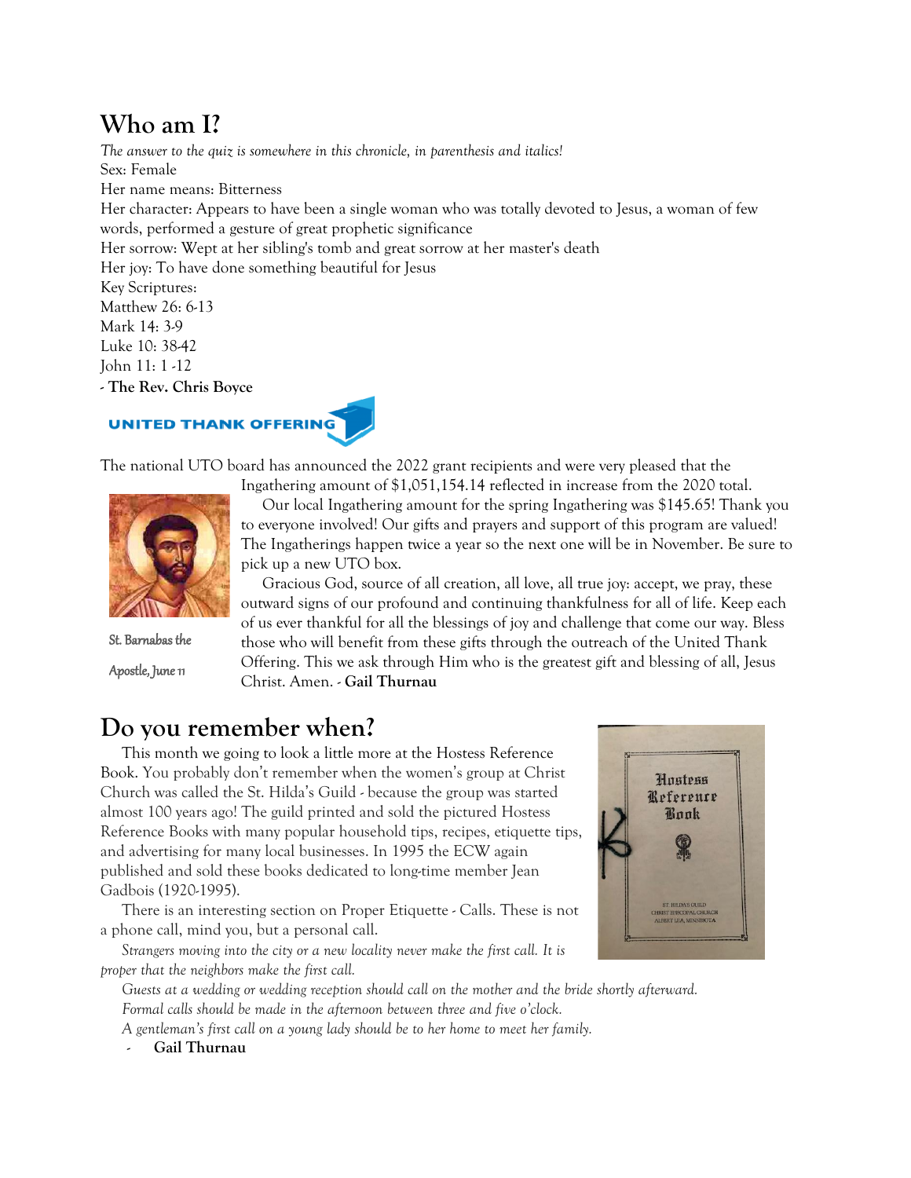# Who am I?

*The answer to the quiz is somewhere in this chronicle, in parenthesis and italics!*

Sex: Female
Her name means: Bitterness
Her character: Appears to have been a single woman who was totally devoted to Jesus, a woman of few words, performed a gesture of great prophetic significance
Her sorrow: Wept at her sibling's tomb and great sorrow at her master's death
Her joy: To have done something beautiful for Jesus
Key Scriptures:
Matthew 26: 6-13
Mark 14: 3-9
Luke 10: 38-42
John 11: 1 -12

**- The Rev. Chris Boyce**

UNITED THANK OFFERING

The national UTO board has announced the 2022 grant recipients and were very pleased that the Ingathering amount of $1,051,154.14 reflected in increase from the 2020 total.

Our local Ingathering amount for the spring Ingathering was $145.65! Thank you to everyone involved! Our gifts and prayers and support of this program are valued! The Ingatherings happen twice a year so the next one will be in November. Be sure to pick up a new UTO box.

Gracious God, source of all creation, all love, all true joy: accept, we pray, these outward signs of our profound and continuing thankfulness for all of life. Keep each of us ever thankful for all the blessings of joy and challenge that come our way. Bless those who will benefit from these gifts through the outreach of the United Thank Offering. This we ask through Him who is the greatest gift and blessing of all, Jesus Christ. Amen. - **Gail Thurnau**

St. Barnabas the Apostle, June 11

# Do you remember when?

This month we going to look a little more at the Hostess Reference Book. You probably don't remember when the women's group at Christ Church was called the St. Hilda's Guild - because the group was started almost 100 years ago! The guild printed and sold the pictured Hostess Reference Books with many popular household tips, recipes, etiquette tips, and advertising for many local businesses. In 1995 the ECW again published and sold these books dedicated to long-time member Jean Gadbois (1920-1995).

There is an interesting section on Proper Etiquette - Calls. These is not a phone call, mind you, but a personal call.

*Strangers moving into the city or a new locality never make the first call. It is proper that the neighbors make the first call.*

*Guests at a wedding or wedding reception should call on the mother and the bride shortly afterward.*

*Formal calls should be made in the afternoon between three and five o'clock.*

*A gentleman's first call on a young lady should be to her home to meet her family.*

- **Gail Thurnau**

Hostess Reference Book

ST. HILDA'S GUILD
CHRIST EPISCOPAL CHURCH
ALBERT LEA, MINNESOTA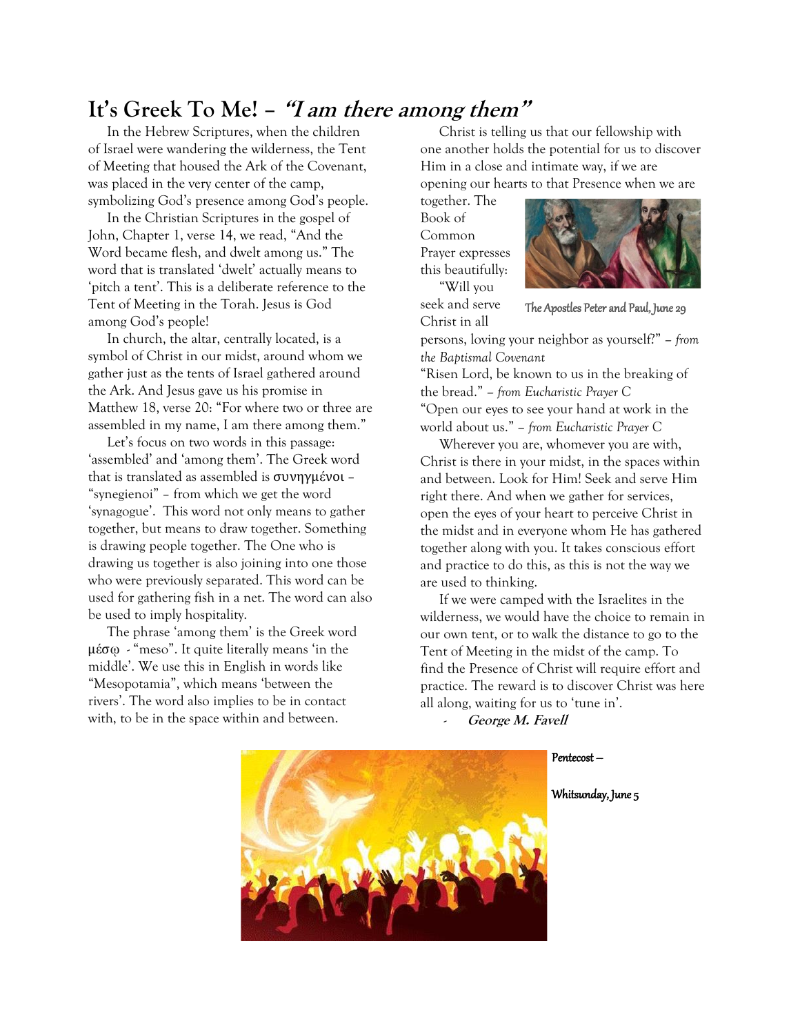# It's Greek To Me! – *"I am there among them"*

In the Hebrew Scriptures, when the children of Israel were wandering the wilderness, the Tent of Meeting that housed the Ark of the Covenant, was placed in the very center of the camp, symbolizing God's presence among God's people.

In the Christian Scriptures in the gospel of John, Chapter 1, verse 14, we read, "And the Word became flesh, and dwelt among us." The word that is translated 'dwelt' actually means to 'pitch a tent'. This is a deliberate reference to the Tent of Meeting in the Torah. Jesus is God among God's people!

In church, the altar, centrally located, is a symbol of Christ in our midst, around whom we gather just as the tents of Israel gathered around the Ark. And Jesus gave us his promise in Matthew 18, verse 20: "For where two or three are assembled in my name, I am there among them."

Let's focus on two words in this passage: 'assembled' and 'among them'. The Greek word that is translated as assembled is συνηγμένοι – "synegienoi" – from which we get the word 'synagogue'. This word not only means to gather together, but means to draw together. Something is drawing people together. The One who is drawing us together is also joining into one those who were previously separated. This word can be used for gathering fish in a net. The word can also be used to imply hospitality.

The phrase 'among them' is the Greek word μέσῳ - "meso". It quite literally means 'in the middle'. We use this in English in words like "Mesopotamia", which means 'between the rivers'. The word also implies to be in contact with, to be in the space within and between.

Christ is telling us that our fellowship with one another holds the potential for us to discover Him in a close and intimate way, if we are opening our hearts to that Presence when we are together. The Book of Common Prayer expresses this beautifully:

The Apostles Peter and Paul, June 29

"Will you seek and serve Christ in all persons, loving your neighbor as yourself?" – *from the Baptismal Covenant*

"Risen Lord, be known to us in the breaking of the bread." – *from Eucharistic Prayer C*

"Open our eyes to see your hand at work in the world about us." – *from Eucharistic Prayer C*

Wherever you are, whomever you are with, Christ is there in your midst, in the spaces within and between. Look for Him! Seek and serve Him right there. And when we gather for services, open the eyes of your heart to perceive Christ in the midst and in everyone whom He has gathered together along with you. It takes conscious effort and practice to do this, as this is not the way we are used to thinking.

If we were camped with the Israelites in the wilderness, we would have the choice to remain in our own tent, or to walk the distance to go to the Tent of Meeting in the midst of the camp. To find the Presence of Christ will require effort and practice. The reward is to discover Christ was here all along, waiting for us to 'tune in'.

- ***George M. Favell***

Pentecost –

Whitsunday, June 5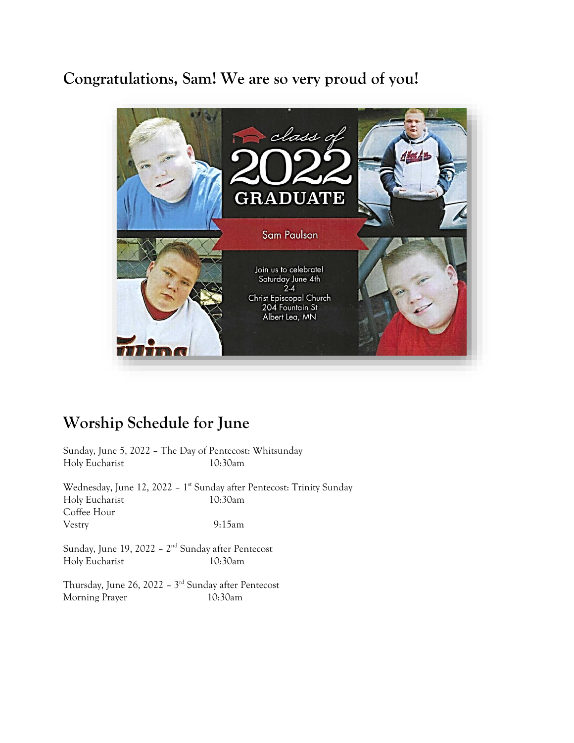## Congratulations, Sam! We are so very proud of you!

class of 2022 GRADUATE

Sam Paulson

Join us to celebrate!
Saturday June 4th
2-4
Christ Episcopal Church
204 Fountain St
Albert Lea, MN

## Worship Schedule for June

Sunday, June 5, 2022 – The Day of Pentecost: Whitsunday
Holy Eucharist 10:30am

Wednesday, June 12, 2022 – 1st Sunday after Pentecost: Trinity Sunday
Holy Eucharist 10:30am
Coffee Hour
Vestry 9:15am

Sunday, June 19, 2022 – 2nd Sunday after Pentecost
Holy Eucharist 10:30am

Thursday, June 26, 2022 – 3rd Sunday after Pentecost
Morning Prayer 10:30am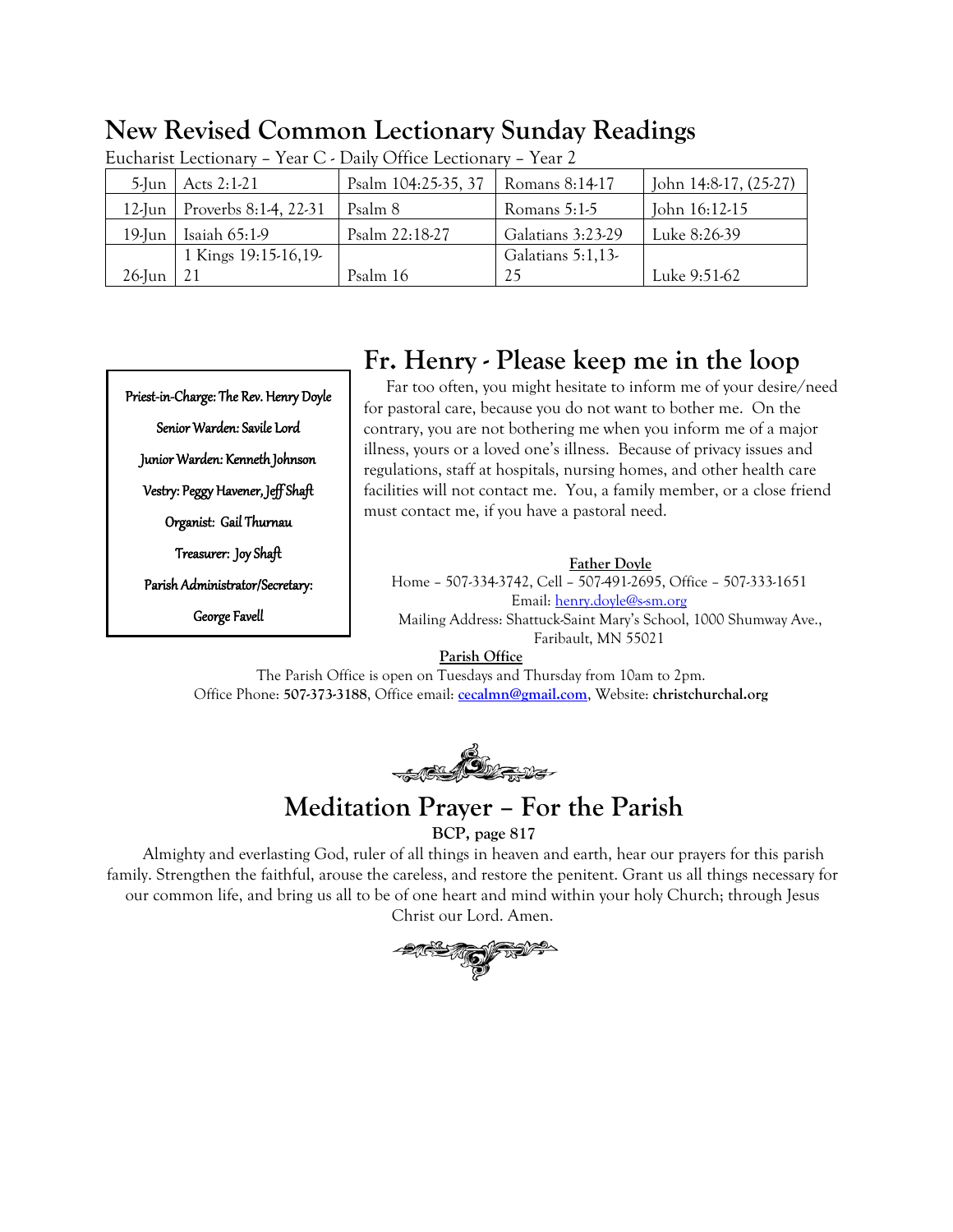# New Revised Common Lectionary Sunday Readings

Eucharist Lectionary – Year C - Daily Office Lectionary – Year 2

| | | | | |
|---|---|---|---|---|
| 5-Jun | Acts 2:1-21 | Psalm 104:25-35, 37 | Romans 8:14-17 | John 14:8-17, (25-27) |
| 12-Jun | Proverbs 8:1-4, 22-31 | Psalm 8 | Romans 5:1-5 | John 16:12-15 |
| 19-Jun | Isaiah 65:1-9 | Psalm 22:18-27 | Galatians 3:23-29 | Luke 8:26-39 |
| 26-Jun | 1 Kings 19:15-16,19-21 | Psalm 16 | Galatians 5:1,13-25 | Luke 9:51-62 |

Priest-in-Charge: The Rev. Henry Doyle

Senior Warden: Savile Lord

Junior Warden: Kenneth Johnson

Vestry: Peggy Havener, Jeff Shaft

Organist: Gail Thurnau

Treasurer: Joy Shaft

Parish Administrator/Secretary: George Favell

# Fr. Henry - Please keep me in the loop

Far too often, you might hesitate to inform me of your desire/need for pastoral care, because you do not want to bother me. On the contrary, you are not bothering me when you inform me of a major illness, yours or a loved one's illness. Because of privacy issues and regulations, staff at hospitals, nursing homes, and other health care facilities will not contact me. You, a family member, or a close friend must contact me, if you have a pastoral need.

**Father Doyle**

Home – 507-334-3742, Cell – 507-491-2695, Office – 507-333-1651

Email: henry.doyle@s-sm.org

Mailing Address: Shattuck-Saint Mary's School, 1000 Shumway Ave., Faribault, MN 55021

**Parish Office**

The Parish Office is open on Tuesdays and Thursday from 10am to 2pm.

Office Phone: **507-373-3188**, Office email: **cecalmn@gmail.com**, Website: **christchurchal.org**

# Meditation Prayer – For the Parish

**BCP, page 817**

Almighty and everlasting God, ruler of all things in heaven and earth, hear our prayers for this parish family. Strengthen the faithful, arouse the careless, and restore the penitent. Grant us all things necessary for our common life, and bring us all to be of one heart and mind within your holy Church; through Jesus Christ our Lord. Amen.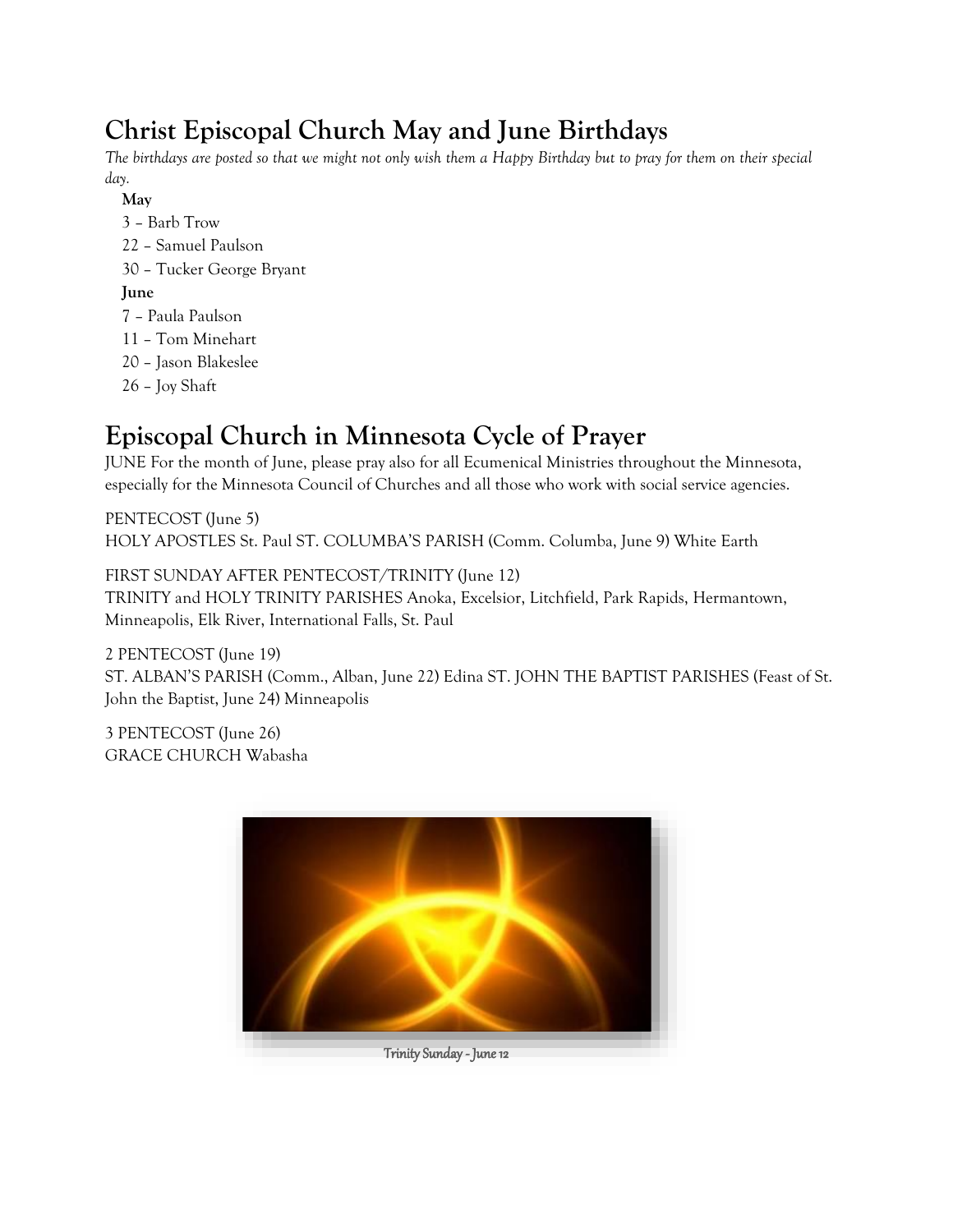## Christ Episcopal Church May and June Birthdays

*The birthdays are posted so that we might not only wish them a Happy Birthday but to pray for them on their special day.*

**May**

3 – Barb Trow

22 – Samuel Paulson

30 – Tucker George Bryant

**June**

7 – Paula Paulson

11 – Tom Minehart

20 – Jason Blakeslee

26 – Joy Shaft

## Episcopal Church in Minnesota Cycle of Prayer

JUNE For the month of June, please pray also for all Ecumenical Ministries throughout the Minnesota, especially for the Minnesota Council of Churches and all those who work with social service agencies.

PENTECOST (June 5)
HOLY APOSTLES St. Paul ST. COLUMBA'S PARISH (Comm. Columba, June 9) White Earth

FIRST SUNDAY AFTER PENTECOST/TRINITY (June 12)
TRINITY and HOLY TRINITY PARISHES Anoka, Excelsior, Litchfield, Park Rapids, Hermantown, Minneapolis, Elk River, International Falls, St. Paul

2 PENTECOST (June 19)
ST. ALBAN'S PARISH (Comm., Alban, June 22) Edina ST. JOHN THE BAPTIST PARISHES (Feast of St. John the Baptist, June 24) Minneapolis

3 PENTECOST (June 26)
GRACE CHURCH Wabasha

Trinity Sunday - June 12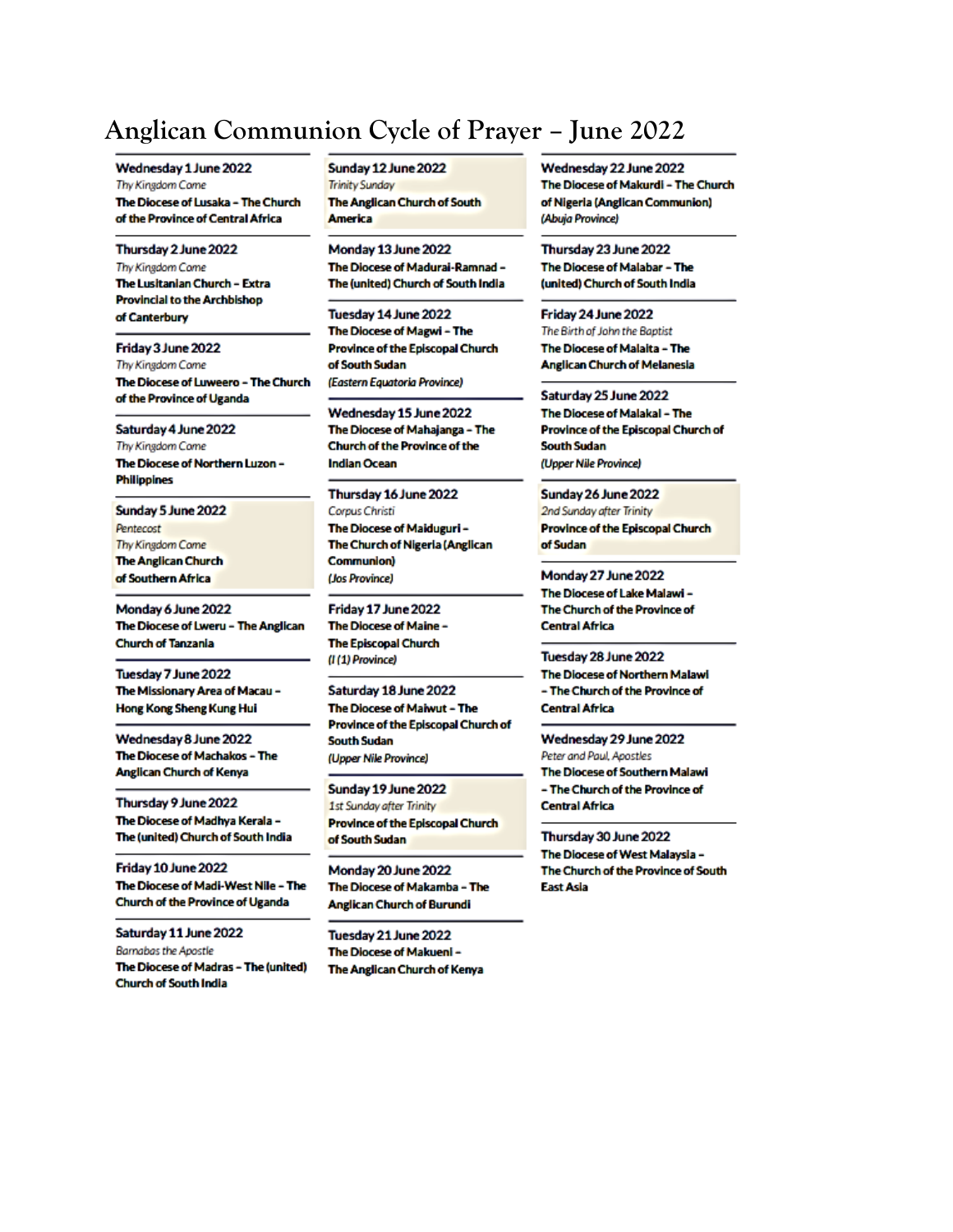# Anglican Communion Cycle of Prayer – June 2022

**Wednesday 1 June 2022**
*Thy Kingdom Come*
**The Diocese of Lusaka – The Church of the Province of Central Africa**

**Thursday 2 June 2022**
*Thy Kingdom Come*
**The Lusitanian Church – Extra Provincial to the Archbishop of Canterbury**

**Friday 3 June 2022**
*Thy Kingdom Come*
**The Diocese of Luweero – The Church of the Province of Uganda**

**Saturday 4 June 2022**
*Thy Kingdom Come*
**The Diocese of Northern Luzon – Philippines**

**Sunday 5 June 2022**
*Pentecost*
*Thy Kingdom Come*
**The Anglican Church of Southern Africa**

**Monday 6 June 2022**
**The Diocese of Lweru – The Anglican Church of Tanzania**

**Tuesday 7 June 2022**
**The Missionary Area of Macau – Hong Kong Sheng Kung Hui**

**Wednesday 8 June 2022**
**The Diocese of Machakos – The Anglican Church of Kenya**

**Thursday 9 June 2022**
**The Diocese of Madhya Kerala – The (united) Church of South India**

**Friday 10 June 2022**
**The Diocese of Madi-West Nile – The Church of the Province of Uganda**

**Saturday 11 June 2022**
*Barnabas the Apostle*
**The Diocese of Madras – The (united) Church of South India**

**Sunday 12 June 2022**
*Trinity Sunday*
**The Anglican Church of South America**

**Monday 13 June 2022**
**The Diocese of Madurai-Ramnad – The (united) Church of South India**

**Tuesday 14 June 2022**
**The Diocese of Magwi – The Province of the Episcopal Church of South Sudan**
*(Eastern Equatoria Province)*

**Wednesday 15 June 2022**
**The Diocese of Mahajanga – The Church of the Province of the Indian Ocean**

**Thursday 16 June 2022**
*Corpus Christi*
**The Diocese of Maiduguri – The Church of Nigeria (Anglican Communion)**
*(Jos Province)*

**Friday 17 June 2022**
**The Diocese of Maine – The Episcopal Church**
*(I (1) Province)*

**Saturday 18 June 2022**
**The Diocese of Maiwut – The Province of the Episcopal Church of South Sudan**
*(Upper Nile Province)*

**Sunday 19 June 2022**
*1st Sunday after Trinity*
**Province of the Episcopal Church of South Sudan**

**Monday 20 June 2022**
**The Diocese of Makamba – The Anglican Church of Burundi**

**Tuesday 21 June 2022**
**The Diocese of Makueni – The Anglican Church of Kenya**

**Wednesday 22 June 2022**
**The Diocese of Makurdi – The Church of Nigeria (Anglican Communion)**
*(Abuja Province)*

**Thursday 23 June 2022**
**The Diocese of Malabar – The (united) Church of South India**

**Friday 24 June 2022**
*The Birth of John the Baptist*
**The Diocese of Malaita – The Anglican Church of Melanesia**

**Saturday 25 June 2022**
**The Diocese of Malakal – The Province of the Episcopal Church of South Sudan**
*(Upper Nile Province)*

**Sunday 26 June 2022**
*2nd Sunday after Trinity*
**Province of the Episcopal Church of Sudan**

**Monday 27 June 2022**
**The Diocese of Lake Malawi – The Church of the Province of Central Africa**

**Tuesday 28 June 2022**
**The Diocese of Northern Malawi – The Church of the Province of Central Africa**

**Wednesday 29 June 2022**
*Peter and Paul, Apostles*
**The Diocese of Southern Malawi – The Church of the Province of Central Africa**

**Thursday 30 June 2022**
**The Diocese of West Malaysia – The Church of the Province of South East Asia**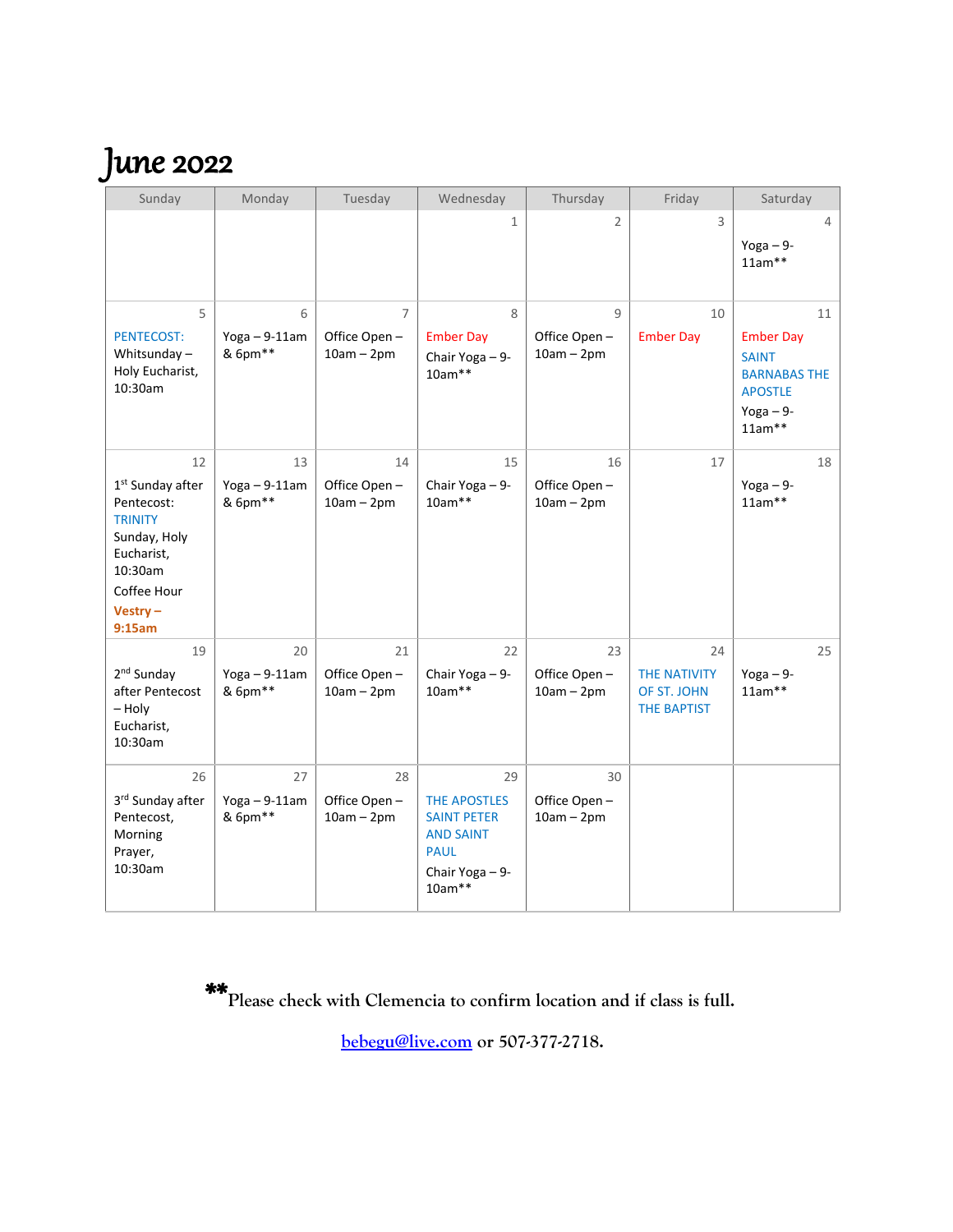# June 2022

| Sunday | Monday | Tuesday | Wednesday | Thursday | Friday | Saturday |
|---|---|---|---|---|---|---|
| | | | 1 | 2 | 3 | 4<br>Yoga – 9-11am** |
| 5<br>PENTECOST: Whitsunday – Holy Eucharist, 10:30am | 6<br>Yoga – 9-11am & 6pm** | 7<br>Office Open – 10am – 2pm | 8<br>Ember Day<br>Chair Yoga – 9-10am** | 9<br>Office Open – 10am – 2pm | 10<br>Ember Day | 11<br>Ember Day<br>SAINT BARNABAS THE APOSTLE<br>Yoga – 9-11am** |
| 12<br>1st Sunday after Pentecost: TRINITY Sunday, Holy Eucharist, 10:30am<br>Coffee Hour<br>**Vestry – 9:15am** | 13<br>Yoga – 9-11am & 6pm** | 14<br>Office Open – 10am – 2pm | 15<br>Chair Yoga – 9-10am** | 16<br>Office Open – 10am – 2pm | 17 | 18<br>Yoga – 9-11am** |
| 19<br>2nd Sunday after Pentecost – Holy Eucharist, 10:30am | 20<br>Yoga – 9-11am & 6pm** | 21<br>Office Open – 10am – 2pm | 22<br>Chair Yoga – 9-10am** | 23<br>Office Open – 10am – 2pm | 24<br>THE NATIVITY OF ST. JOHN THE BAPTIST | 25<br>Yoga – 9-11am** |
| 26<br>3rd Sunday after Pentecost, Morning Prayer, 10:30am | 27<br>Yoga – 9-11am & 6pm** | 28<br>Office Open – 10am – 2pm | 29<br>THE APOSTLES SAINT PETER AND SAINT PAUL<br>Chair Yoga – 9-10am** | 30<br>Office Open – 10am – 2pm | | |

**Please check with Clemencia to confirm location and if class is full.

bebegu@live.com or 507-377-2718.